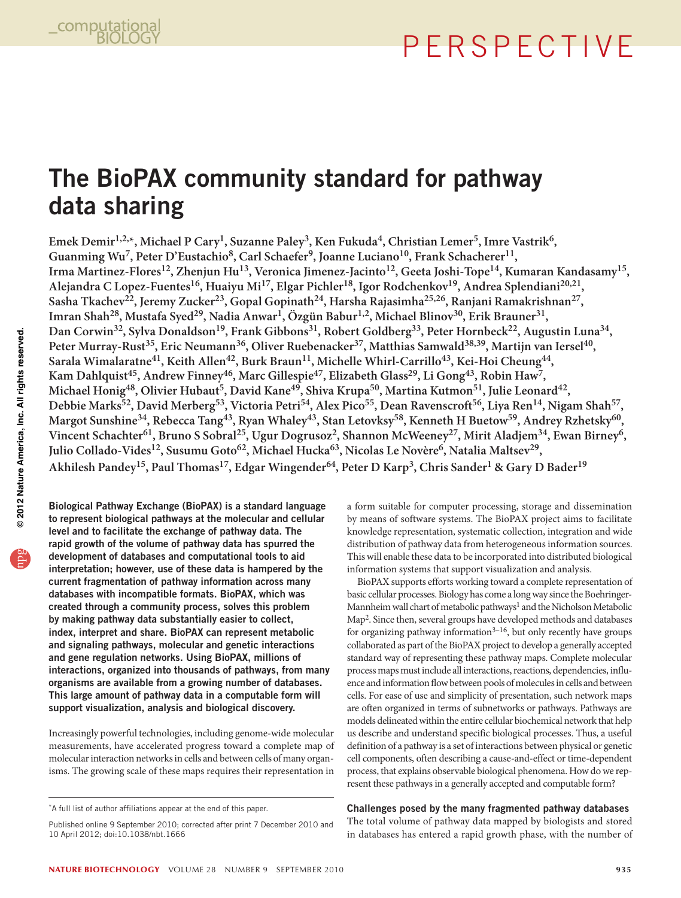# The BioPAX community standard for pathway data sharing

**Emek Demir[1,2,*], Michael P Cary[1], Suzanne Paley[3], Ken Fukuda[4], Christian Lemer[5], Imre Vastrik[6], Guanming Wu[7], Peter D'Eustachio[8], Carl Schaefer[9], Joanne Luciano[10], Frank Schacherer[11], Irma Martinez-Flores[12], Zhenjun Hu[13], Veronica Jimenez-Jacinto[12], Geeta Joshi-Tope[14], Kumaran Kandasamy[15], Alejandra C Lopez-Fuentes[16], Huaiyu Mi[17], Elgar Pichler[18], Igor Rodchenkov[19], Andrea Splendiani[20,21], Sasha Tkachev[22], Jeremy Zucker[23], Gopal Gopinath[24], Harsha Rajasimha[25,26], Ranjani Ramakrishnan[27], Imran Shah[28], Mustafa Syed[29], Nadia Anwar[1], Özgün Babur[1,2], Michael Blinov[30], Erik Brauner[31], Dan Corwin[32], Sylva Donaldson[19], Frank Gibbons[31], Robert Goldberg[33], Peter Hornbeck[22], Augustin Luna[34], Peter Murray-Rust[35], Eric Neumann[36], Oliver Ruebenacker[37], Matthias Samwald[38,39], Martijn van Iersel[40], Sarala Wimalaratne[41], Keith Allen[42], Burk Braun[11], Michelle Whirl-Carrillo[43], Kei-Hoi Cheung[44], Kam Dahlquist[45], Andrew Finney[46], Marc Gillespie[47], Elizabeth Glass[29], Li Gong[43], Robin Haw[7], Michael Honig[48], Olivier Hubaut[5], David Kane[49], Shiva Krupa[50], Martina Kutmon[51], Julie Leonard[42], Debbie Marks[52], David Merberg[53], Victoria Petri[54], Alex Pico[55], Dean Ravenscroft[56], Liya Ren[14], Nigam Shah[57], Margot Sunshine[34], Rebecca Tang[43], Ryan Whaley[43], Stan Letovksy[58], Kenneth H Buetow[59], Andrey Rzhetsky[60], Vincent Schachter[61], Bruno S Sobral[25], Ugur Dogrusoz[2], Shannon McWeeney[27], Mirit Aladjem[34], Ewan Birney[6], Julio Collado-Vides[12], Susumu Goto[62], Michael Hucka[63], Nicolas Le Novère[6], Natalia Maltsev[29], Akhilesh Pandey[15], Paul Thomas[17], Edgar Wingender[64], Peter D Karp[3], Chris Sander[1] & Gary D Bader[19]**

**Biological Pathway Exchange (BioPAX) is a standard language to represent biological pathways at the molecular and cellular level and to facilitate the exchange of pathway data. The rapid growth of the volume of pathway data has spurred the development of databases and computational tools to aid interpretation; however, use of these data is hampered by the current fragmentation of pathway information across many databases with incompatible formats. BioPAX, which was created through a community process, solves this problem by making pathway data substantially easier to collect, index, interpret and share. BioPAX can represent metabolic and signaling pathways, molecular and genetic interactions and gene regulation networks. Using BioPAX, millions of interactions, organized into thousands of pathways, from many organisms are available from a growing number of databases. This large amount of pathway data in a computable form will support visualization, analysis and biological discovery.**

Increasingly powerful technologies, including genome-wide molecular measurements, have accelerated progress toward a complete map of molecular interaction networks in cells and between cells of many organisms. The growing scale of these maps requires their representation in a form suitable for computer processing, storage and dissemination by means of software systems. The BioPAX project aims to facilitate knowledge representation, systematic collection, integration and wide distribution of pathway data from heterogeneous information sources. This will enable these data to be incorporated into distributed biological information systems that support visualization and analysis.

BioPAX supports efforts working toward a complete representation of basic cellular processes. Biology has come a long way since the Boehringer-Mannheim wall chart of metabolic pathways[1] and the Nicholson Metabolic Map[2]. Since then, several groups have developed methods and databases for organizing pathway information[3–16], but only recently have groups collaborated as part of the BioPAX project to develop a generally accepted standard way of representing these pathway maps. Complete molecular process maps must include all interactions, reactions, dependencies, influence and information flow between pools of molecules in cells and between cells. For ease of use and simplicity of presentation, such network maps are often organized in terms of subnetworks or pathways. Pathways are models delineated within the entire cellular biochemical network that help us describe and understand specific biological processes. Thus, a useful definition of a pathway is a set of interactions between physical or genetic cell components, often describing a cause-and-effect or time-dependent process, that explains observable biological phenomena. How do we represent these pathways in a generally accepted and computable form?

## Challenges posed by the many fragmented pathway databases

The total volume of pathway data mapped by biologists and stored in databases has entered a rapid growth phase, with the number of

*A full list of author affiliations appear at the end of this paper.

Published online 9 September 2010; corrected after print 7 December 2010 and 10 April 2012; doi:10.1038/nbt.1666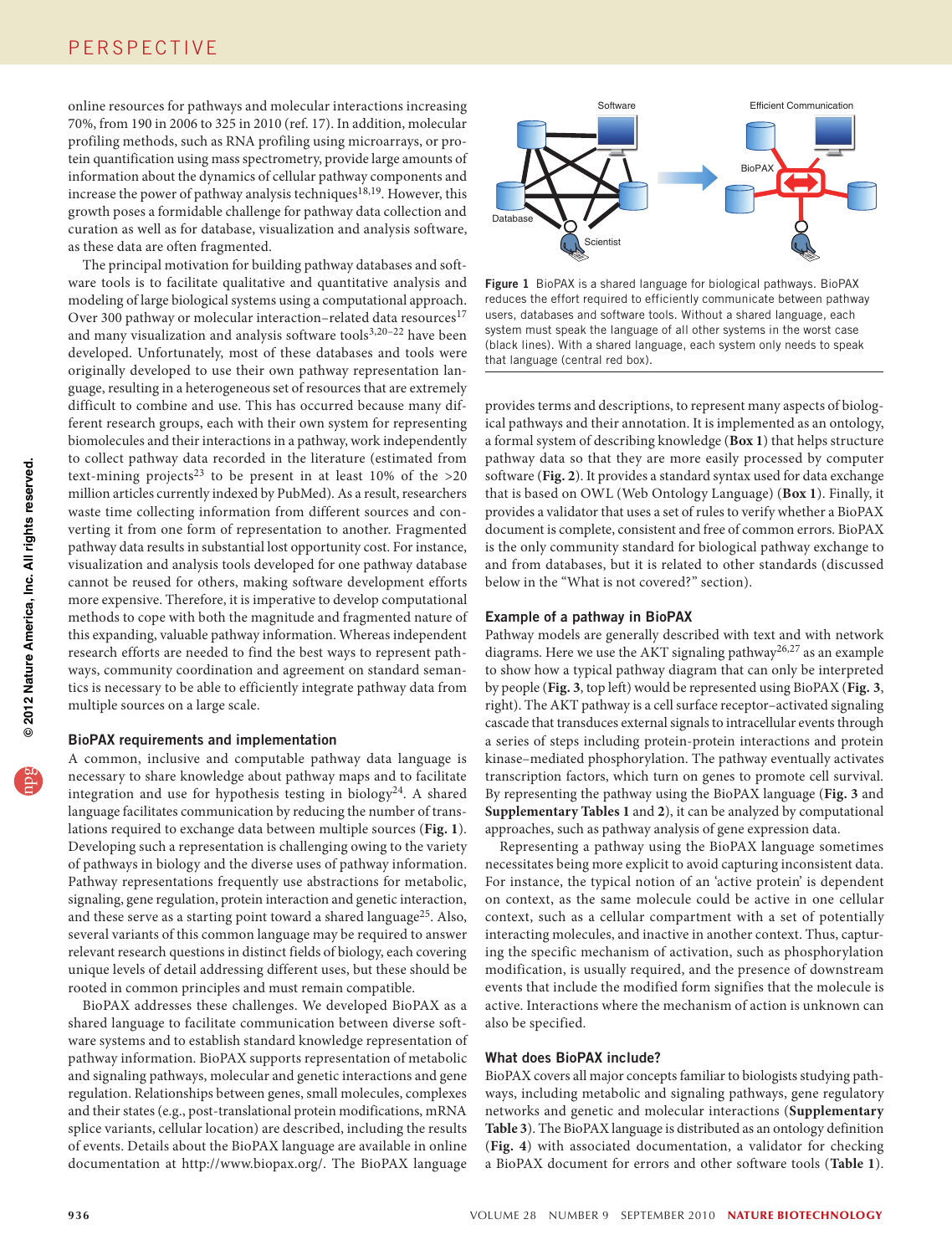online resources for pathways and molecular interactions increasing 70%, from 190 in 2006 to 325 in 2010 (ref. 17). In addition, molecular profiling methods, such as RNA profiling using microarrays, or protein quantification using mass spectrometry, provide large amounts of information about the dynamics of cellular pathway components and increase the power of pathway analysis techniques[18,19]. However, this growth poses a formidable challenge for pathway data collection and curation as well as for database, visualization and analysis software, as these data are often fragmented.

The principal motivation for building pathway databases and software tools is to facilitate qualitative and quantitative analysis and modeling of large biological systems using a computational approach. Over 300 pathway or molecular interaction–related data resources[17] and many visualization and analysis software tools[3,20–22] have been developed. Unfortunately, most of these databases and tools were originally developed to use their own pathway representation language, resulting in a heterogeneous set of resources that are extremely difficult to combine and use. This has occurred because many different research groups, each with their own system for representing biomolecules and their interactions in a pathway, work independently to collect pathway data recorded in the literature (estimated from text-mining projects[23] to be present in at least 10% of the >20 million articles currently indexed by PubMed). As a result, researchers waste time collecting information from different sources and converting it from one form of representation to another. Fragmented pathway data results in substantial lost opportunity cost. For instance, visualization and analysis tools developed for one pathway database cannot be reused for others, making software development efforts more expensive. Therefore, it is imperative to develop computational methods to cope with both the magnitude and fragmented nature of this expanding, valuable pathway information. Whereas independent research efforts are needed to find the best ways to represent pathways, community coordination and agreement on standard semantics is necessary to be able to efficiently integrate pathway data from multiple sources on a large scale.

## BioPAX requirements and implementation

A common, inclusive and computable pathway data language is necessary to share knowledge about pathway maps and to facilitate integration and use for hypothesis testing in biology[24]. A shared language facilitates communication by reducing the number of translations required to exchange data between multiple sources (**Fig. 1**). Developing such a representation is challenging owing to the variety of pathways in biology and the diverse uses of pathway information. Pathway representations frequently use abstractions for metabolic, signaling, gene regulation, protein interaction and genetic interaction, and these serve as a starting point toward a shared language[25]. Also, several variants of this common language may be required to answer relevant research questions in distinct fields of biology, each covering unique levels of detail addressing different uses, but these should be rooted in common principles and must remain compatible.

BioPAX addresses these challenges. We developed BioPAX as a shared language to facilitate communication between diverse software systems and to establish standard knowledge representation of pathway information. BioPAX supports representation of metabolic and signaling pathways, molecular and genetic interactions and gene regulation. Relationships between genes, small molecules, complexes and their states (e.g., post-translational protein modifications, mRNA splice variants, cellular location) are described, including the results of events. Details about the BioPAX language are available in online documentation at http://www.biopax.org/. The BioPAX language provides terms and descriptions, to represent many aspects of biological pathways and their annotation. It is implemented as an ontology, a formal system of describing knowledge (**Box 1**) that helps structure pathway data so that they are more easily processed by computer software (**Fig. 2**). It provides a standard syntax used for data exchange that is based on OWL (Web Ontology Language) (**Box 1**). Finally, it provides a validator that uses a set of rules to verify whether a BioPAX document is complete, consistent and free of common errors. BioPAX is the only community standard for biological pathway exchange to and from databases, but it is related to other standards (discussed below in the "What is not covered?" section).

Software

Efficient Communication

BioPAX

Database

Scientist

**Figure 1** BioPAX is a shared language for biological pathways. BioPAX reduces the effort required to efficiently communicate between pathway users, databases and software tools. Without a shared language, each system must speak the language of all other systems in the worst case (black lines). With a shared language, each system only needs to speak that language (central red box).

## Example of a pathway in BioPAX

Pathway models are generally described with text and with network diagrams. Here we use the AKT signaling pathway[26,27] as an example to show how a typical pathway diagram that can only be interpreted by people (**Fig. 3**, top left) would be represented using BioPAX (**Fig. 3**, right). The AKT pathway is a cell surface receptor–activated signaling cascade that transduces external signals to intracellular events through a series of steps including protein-protein interactions and protein kinase–mediated phosphorylation. The pathway eventually activates transcription factors, which turn on genes to promote cell survival. By representing the pathway using the BioPAX language (**Fig. 3** and **Supplementary Tables 1** and **2**), it can be analyzed by computational approaches, such as pathway analysis of gene expression data.

Representing a pathway using the BioPAX language sometimes necessitates being more explicit to avoid capturing inconsistent data. For instance, the typical notion of an 'active protein' is dependent on context, as the same molecule could be active in one cellular context, such as a cellular compartment with a set of potentially interacting molecules, and inactive in another context. Thus, capturing the specific mechanism of activation, such as phosphorylation modification, is usually required, and the presence of downstream events that include the modified form signifies that the molecule is active. Interactions where the mechanism of action is unknown can also be specified.

## What does BioPAX include?

BioPAX covers all major concepts familiar to biologists studying pathways, including metabolic and signaling pathways, gene regulatory networks and genetic and molecular interactions (**Supplementary Table 3**). The BioPAX language is distributed as an ontology definition (**Fig. 4**) with associated documentation, a validator for checking a BioPAX document for errors and other software tools (**Table 1**).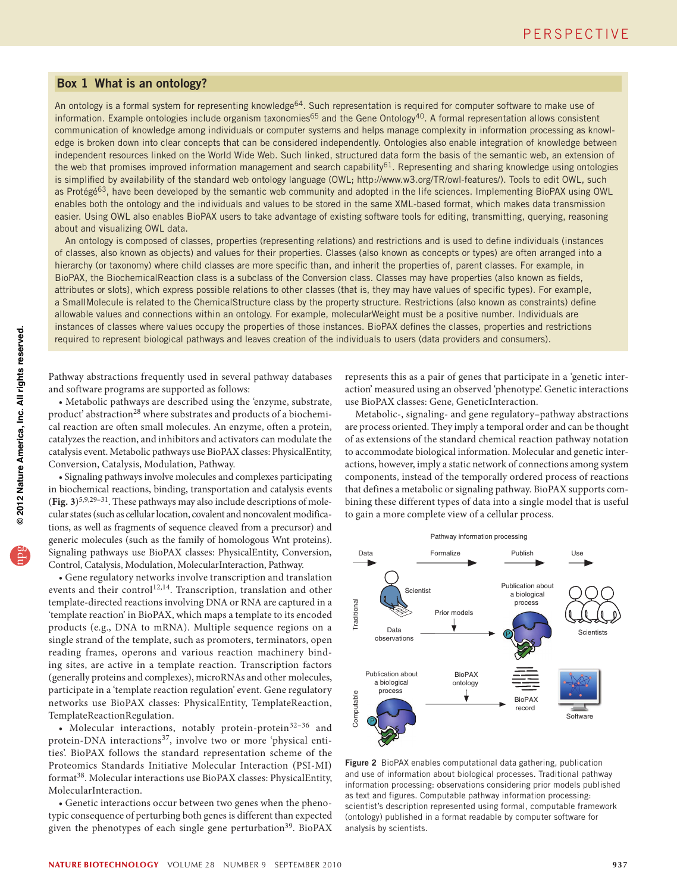## Box 1 What is an ontology?

An ontology is a formal system for representing knowledge[64]. Such representation is required for computer software to make use of information. Example ontologies include organism taxonomies[65] and the Gene Ontology[40]. A formal representation allows consistent communication of knowledge among individuals or computer systems and helps manage complexity in information processing as knowledge is broken down into clear concepts that can be considered independently. Ontologies also enable integration of knowledge between independent resources linked on the World Wide Web. Such linked, structured data form the basis of the semantic web, an extension of the web that promises improved information management and search capability[61]. Representing and sharing knowledge using ontologies is simplified by availability of the standard web ontology language (OWL; http://www.w3.org/TR/owl-features/). Tools to edit OWL, such as Protégé[63], have been developed by the semantic web community and adopted in the life sciences. Implementing BioPAX using OWL enables both the ontology and the individuals and values to be stored in the same XML-based format, which makes data transmission easier. Using OWL also enables BioPAX users to take advantage of existing software tools for editing, transmitting, querying, reasoning about and visualizing OWL data.

An ontology is composed of classes, properties (representing relations) and restrictions and is used to define individuals (instances of classes, also known as objects) and values for their properties. Classes (also known as concepts or types) are often arranged into a hierarchy (or taxonomy) where child classes are more specific than, and inherit the properties of, parent classes. For example, in BioPAX, the BiochemicalReaction class is a subclass of the Conversion class. Classes may have properties (also known as fields, attributes or slots), which express possible relations to other classes (that is, they may have values of specific types). For example, a SmallMolecule is related to the ChemicalStructure class by the property structure. Restrictions (also known as constraints) define allowable values and connections within an ontology. For example, molecularWeight must be a positive number. Individuals are instances of classes where values occupy the properties of those instances. BioPAX defines the classes, properties and restrictions required to represent biological pathways and leaves creation of the individuals to users (data providers and consumers).

Pathway abstractions frequently used in several pathway databases and software programs are supported as follows:

- Metabolic pathways are described using the 'enzyme, substrate, product' abstraction[28] where substrates and products of a biochemical reaction are often small molecules. An enzyme, often a protein, catalyzes the reaction, and inhibitors and activators can modulate the catalysis event. Metabolic pathways use BioPAX classes: PhysicalEntity, Conversion, Catalysis, Modulation, Pathway.
- Signaling pathways involve molecules and complexes participating in biochemical reactions, binding, transportation and catalysis events (**Fig. 3**)[5,9,29–31]. These pathways may also include descriptions of molecular states (such as cellular location, covalent and noncovalent modifications, as well as fragments of sequence cleaved from a precursor) and generic molecules (such as the family of homologous Wnt proteins). Signaling pathways use BioPAX classes: PhysicalEntity, Conversion, Control, Catalysis, Modulation, MolecularInteraction, Pathway.
- Gene regulatory networks involve transcription and translation events and their control[12,14]. Transcription, translation and other template-directed reactions involving DNA or RNA are captured in a 'template reaction' in BioPAX, which maps a template to its encoded products (e.g., DNA to mRNA). Multiple sequence regions on a single strand of the template, such as promoters, terminators, open reading frames, operons and various reaction machinery binding sites, are active in a template reaction. Transcription factors (generally proteins and complexes), microRNAs and other molecules, participate in a 'template reaction regulation' event. Gene regulatory networks use BioPAX classes: PhysicalEntity, TemplateReaction, TemplateReactionRegulation.
- Molecular interactions, notably protein-protein[32–36] and protein-DNA interactions[37], involve two or more 'physical entities'. BioPAX follows the standard representation scheme of the Proteomics Standards Initiative Molecular Interaction (PSI-MI) format[38]. Molecular interactions use BioPAX classes: PhysicalEntity, MolecularInteraction.
- Genetic interactions occur between two genes when the phenotypic consequence of perturbing both genes is different than expected given the phenotypes of each single gene perturbation[39]. BioPAX represents this as a pair of genes that participate in a 'genetic interaction' measured using an observed 'phenotype'. Genetic interactions use BioPAX classes: Gene, GeneticInteraction.

Metabolic-, signaling- and gene regulatory–pathway abstractions are process oriented. They imply a temporal order and can be thought of as extensions of the standard chemical reaction pathway notation to accommodate biological information. Molecular and genetic interactions, however, imply a static network of connections among system components, instead of the temporally ordered process of reactions that defines a metabolic or signaling pathway. BioPAX supports combining these different types of data into a single model that is useful to gain a more complete view of a cellular process.

**Figure 2** BioPAX enables computational data gathering, publication and use of information about biological processes. Traditional pathway information processing: observations considering prior models published as text and figures. Computable pathway information processing: scientist's description represented using formal, computable framework (ontology) published in a format readable by computer software for analysis by scientists.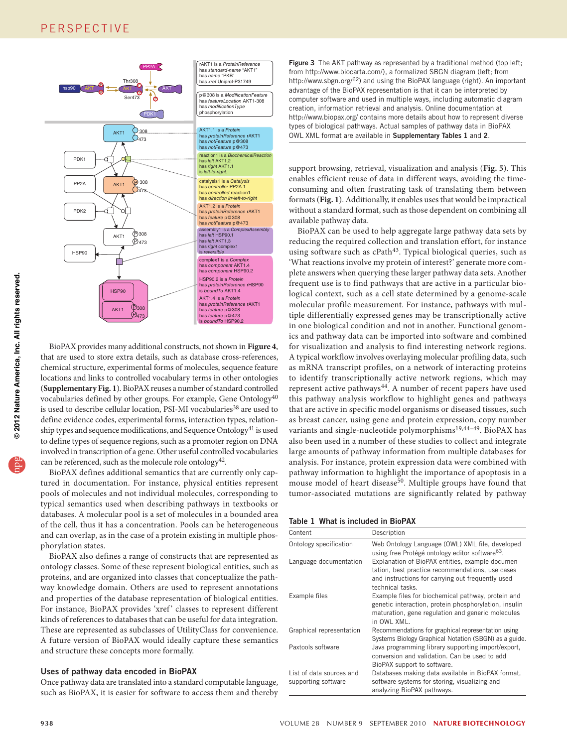Figure 3 The AKT pathway as represented by a traditional method (top left; from http://www.biocarta.com/), a formalized SBGN diagram (left; from http://www.sbgn.org/[62]) and using the BioPAX language (right). An important advantage of the BioPAX representation is that it can be interpreted by computer software and used in multiple ways, including automatic diagram creation, information retrieval and analysis. Online documentation at http://www.biopax.org/ contains more details about how to represent diverse types of biological pathways. Actual samples of pathway data in BioPAX OWL XML format are available in **Supplementary Tables 1** and **2**.

BioPAX provides many additional constructs, not shown in **Figure 4**, that are used to store extra details, such as database cross-references, chemical structure, experimental forms of molecules, sequence feature locations and links to controlled vocabulary terms in other ontologies (**Supplementary Fig. 1**). BioPAX reuses a number of standard controlled vocabularies defined by other groups. For example, Gene Ontology[40] is used to describe cellular location, PSI-MI vocabularies[38] are used to define evidence codes, experimental forms, interaction types, relationship types and sequence modifications, and Sequence Ontology[41] is used to define types of sequence regions, such as a promoter region on DNA involved in transcription of a gene. Other useful controlled vocabularies can be referenced, such as the molecule role ontology[42].

BioPAX defines additional semantics that are currently only captured in documentation. For instance, physical entities represent pools of molecules and not individual molecules, corresponding to typical semantics used when describing pathways in textbooks or databases. A molecular pool is a set of molecules in a bounded area of the cell, thus it has a concentration. Pools can be heterogeneous and can overlap, as in the case of a protein existing in multiple phosphorylation states.

BioPAX also defines a range of constructs that are represented as ontology classes. Some of these represent biological entities, such as proteins, and are organized into classes that conceptualize the pathway knowledge domain. Others are used to represent annotations and properties of the database representation of biological entities. For instance, BioPAX provides 'xref' classes to represent different kinds of references to databases that can be useful for data integration. These are represented as subclasses of UtilityClass for convenience. A future version of BioPAX would ideally capture these semantics and structure these concepts more formally.

### Uses of pathway data encoded in BioPAX

Once pathway data are translated into a standard computable language, such as BioPAX, it is easier for software to access them and thereby support browsing, retrieval, visualization and analysis (**Fig. 5**). This enables efficient reuse of data in different ways, avoiding the time-consuming and often frustrating task of translating them between formats (**Fig. 1**). Additionally, it enables uses that would be impractical without a standard format, such as those dependent on combining all available pathway data.

BioPAX can be used to help aggregate large pathway data sets by reducing the required collection and translation effort, for instance using software such as cPath[43]. Typical biological queries, such as 'What reactions involve my protein of interest?' generate more complete answers when querying these larger pathway data sets. Another frequent use is to find pathways that are active in a particular biological context, such as a cell state determined by a genome-scale molecular profile measurement. For instance, pathways with multiple differentially expressed genes may be transcriptionally active in one biological condition and not in another. Functional genomics and pathway data can be imported into software and combined for visualization and analysis to find interesting network regions. A typical workflow involves overlaying molecular profiling data, such as mRNA transcript profiles, on a network of interacting proteins to identify transcriptionally active network regions, which may represent active pathways[44]. A number of recent papers have used this pathway analysis workflow to highlight genes and pathways that are active in specific model organisms or diseased tissues, such as breast cancer, using gene and protein expression, copy number variants and single-nucleotide polymorphisms[19,44–49]. BioPAX has also been used in a number of these studies to collect and integrate large amounts of pathway information from multiple databases for analysis. For instance, protein expression data were combined with pathway information to highlight the importance of apoptosis in a mouse model of heart disease[50]. Multiple groups have found that tumor-associated mutations are significantly related by pathway

**Table 1 What is included in BioPAX**

| Content | Description |
|---|---|
| Ontology specification | Web Ontology Language (OWL) XML file, developed using free Protégé ontology editor software[63]. |
| Language documentation | Explanation of BioPAX entities, example documentation, best practice recommendations, use cases and instructions for carrying out frequently used technical tasks. |
| Example files | Example files for biochemical pathway, protein and genetic interaction, protein phosphorylation, insulin maturation, gene regulation and generic molecules in OWL XML. |
| Graphical representation | Recommendations for graphical representation using Systems Biology Graphical Notation (SBGN) as a guide. |
| Paxtools software | Java programming library supporting import/export, conversion and validation. Can be used to add BioPAX support to software. |
| List of data sources and supporting software | Databases making data available in BioPAX format, software systems for storing, visualizing and analyzing BioPAX pathways. |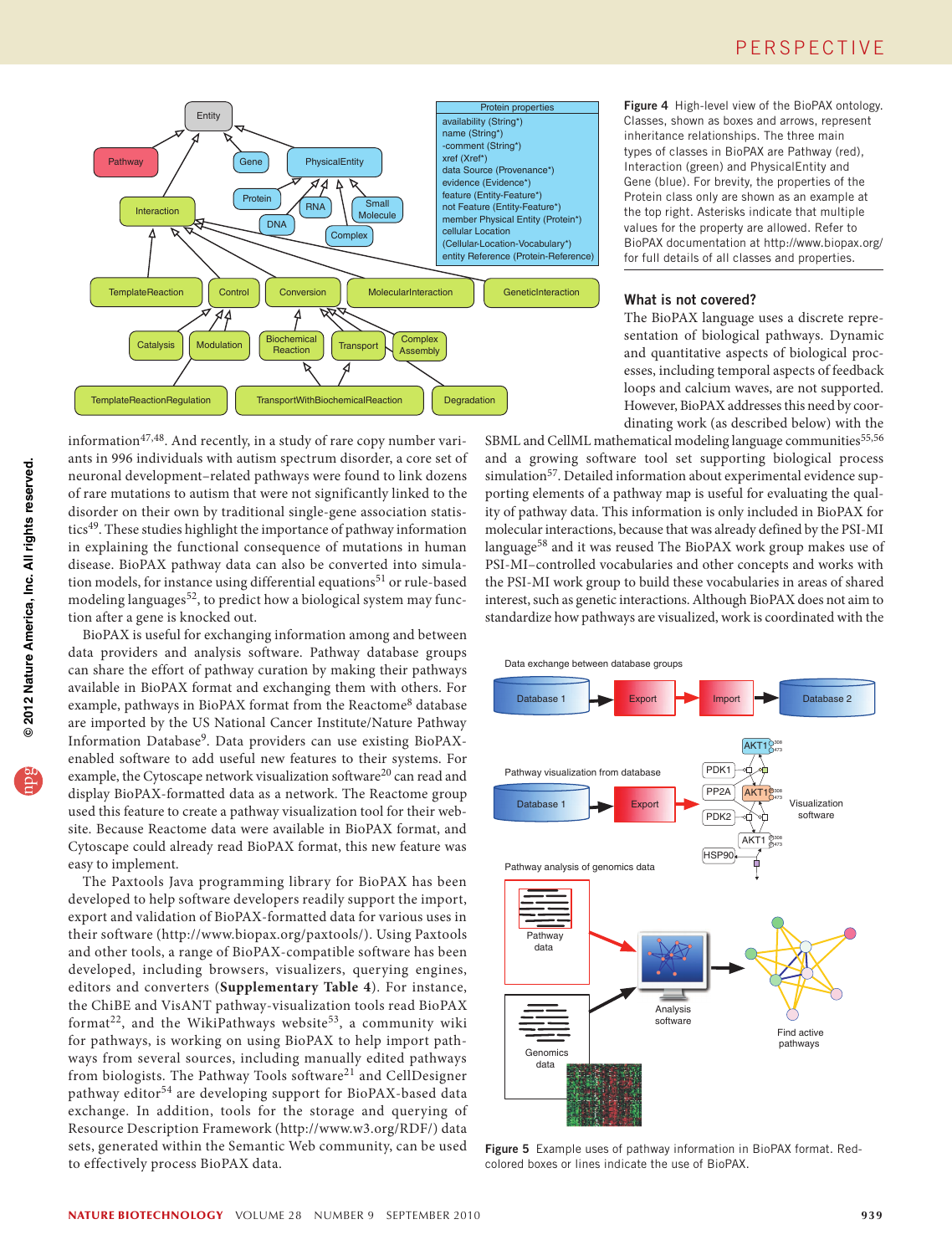Figure 4 High-level view of the BioPAX ontology. Classes, shown as boxes and arrows, represent inheritance relationships. The three main types of classes in BioPAX are Pathway (red), Interaction (green) and PhysicalEntity and Gene (blue). For brevity, the properties of the Protein class only are shown as an example at the top right. Asterisks indicate that multiple values for the property are allowed. Refer to BioPAX documentation at http://www.biopax.org/ for full details of all classes and properties.

information[47,48]. And recently, in a study of rare copy number variants in 996 individuals with autism spectrum disorder, a core set of neuronal development–related pathways were found to link dozens of rare mutations to autism that were not significantly linked to the disorder on their own by traditional single-gene association statistics[49]. These studies highlight the importance of pathway information in explaining the functional consequence of mutations in human disease. BioPAX pathway data can also be converted into simulation models, for instance using differential equations[51] or rule-based modeling languages[52], to predict how a biological system may function after a gene is knocked out.

BioPAX is useful for exchanging information among and between data providers and analysis software. Pathway database groups can share the effort of pathway curation by making their pathways available in BioPAX format and exchanging them with others. For example, pathways in BioPAX format from the Reactome[8] database are imported by the US National Cancer Institute/Nature Pathway Information Database[9]. Data providers can use existing BioPAX-enabled software to add useful new features to their systems. For example, the Cytoscape network visualization software[20] can read and display BioPAX-formatted data as a network. The Reactome group used this feature to create a pathway visualization tool for their website. Because Reactome data were available in BioPAX format, and Cytoscape could already read BioPAX format, this new feature was easy to implement.

The Paxtools Java programming library for BioPAX has been developed to help software developers readily support the import, export and validation of BioPAX-formatted data for various uses in their software (http://www.biopax.org/paxtools/). Using Paxtools and other tools, a range of BioPAX-compatible software has been developed, including browsers, visualizers, querying engines, editors and converters (**Supplementary Table 4**). For instance, the ChiBE and VisANT pathway-visualization tools read BioPAX format[22], and the WikiPathways website[53], a community wiki for pathways, is working on using BioPAX to help import pathways from several sources, including manually edited pathways from biologists. The Pathway Tools software[21] and CellDesigner pathway editor[54] are developing support for BioPAX-based data exchange. In addition, tools for the storage and querying of Resource Description Framework (http://www.w3.org/RDF/) data sets, generated within the Semantic Web community, can be used to effectively process BioPAX data.

## What is not covered?

The BioPAX language uses a discrete representation of biological pathways. Dynamic and quantitative aspects of biological processes, including temporal aspects of feedback loops and calcium waves, are not supported. However, BioPAX addresses this need by coordinating work (as described below) with the SBML and CellML mathematical modeling language communities[55,56] and a growing software tool set supporting biological process simulation[57]. Detailed information about experimental evidence supporting elements of a pathway map is useful for evaluating the quality of pathway data. This information is only included in BioPAX for molecular interactions, because that was already defined by the PSI-MI language[58] and it was reused The BioPAX work group makes use of PSI-MI–controlled vocabularies and other concepts and works with the PSI-MI work group to build these vocabularies in areas of shared interest, such as genetic interactions. Although BioPAX does not aim to standardize how pathways are visualized, work is coordinated with the

Figure 5 Example uses of pathway information in BioPAX format. Red-colored boxes or lines indicate the use of BioPAX.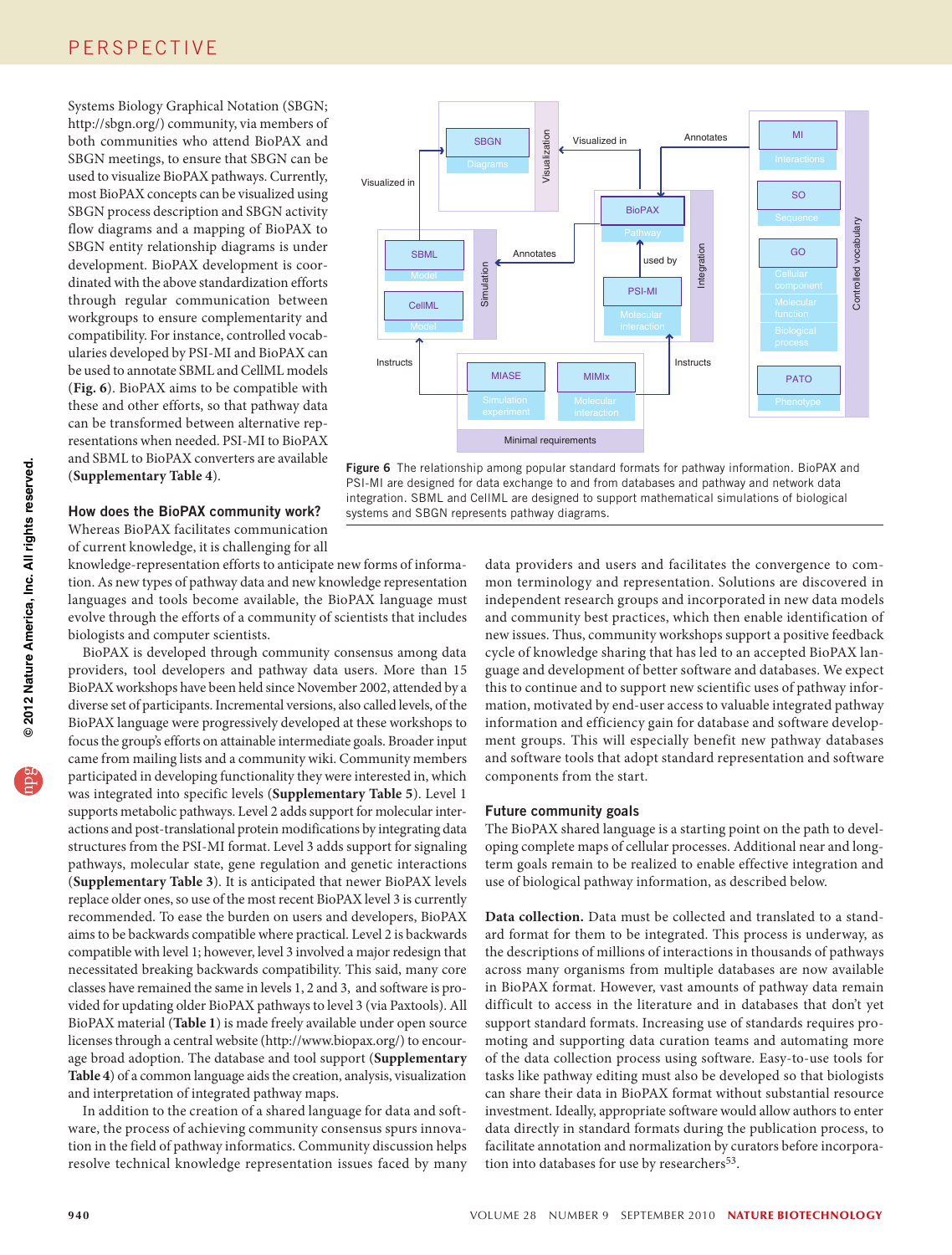Systems Biology Graphical Notation (SBGN; http://sbgn.org/) community, via members of both communities who attend BioPAX and SBGN meetings, to ensure that SBGN can be used to visualize BioPAX pathways. Currently, most BioPAX concepts can be visualized using SBGN process description and SBGN activity flow diagrams and a mapping of BioPAX to SBGN entity relationship diagrams is under development. BioPAX development is coordinated with the above standardization efforts through regular communication between workgroups to ensure complementarity and compatibility. For instance, controlled vocabularies developed by PSI-MI and BioPAX can be used to annotate SBML and CellML models (**Fig. 6**). BioPAX aims to be compatible with these and other efforts, so that pathway data can be transformed between alternative representations when needed. PSI-MI to BioPAX and SBML to BioPAX converters are available (**Supplementary Table 4**).

Figure 6 The relationship among popular standard formats for pathway information. BioPAX and PSI-MI are designed for data exchange to and from databases and pathway and network data integration. SBML and CellML are designed to support mathematical simulations of biological systems and SBGN represents pathway diagrams.

## How does the BioPAX community work?

Whereas BioPAX facilitates communication of current knowledge, it is challenging for all knowledge-representation efforts to anticipate new forms of information. As new types of pathway data and new knowledge representation languages and tools become available, the BioPAX language must evolve through the efforts of a community of scientists that includes biologists and computer scientists.

BioPAX is developed through community consensus among data providers, tool developers and pathway data users. More than 15 BioPAX workshops have been held since November 2002, attended by a diverse set of participants. Incremental versions, also called levels, of the BioPAX language were progressively developed at these workshops to focus the group's efforts on attainable intermediate goals. Broader input came from mailing lists and a community wiki. Community members participated in developing functionality they were interested in, which was integrated into specific levels (**Supplementary Table 5**). Level 1 supports metabolic pathways. Level 2 adds support for molecular interactions and post-translational protein modifications by integrating data structures from the PSI-MI format. Level 3 adds support for signaling pathways, molecular state, gene regulation and genetic interactions (**Supplementary Table 3**). It is anticipated that newer BioPAX levels replace older ones, so use of the most recent BioPAX level 3 is currently recommended. To ease the burden on users and developers, BioPAX aims to be backwards compatible where practical. Level 2 is backwards compatible with level 1; however, level 3 involved a major redesign that necessitated breaking backwards compatibility. This said, many core classes have remained the same in levels 1, 2 and 3, and software is provided for updating older BioPAX pathways to level 3 (via Paxtools). All BioPAX material (**Table 1**) is made freely available under open source licenses through a central website (http://www.biopax.org/) to encourage broad adoption. The database and tool support (**Supplementary Table 4**) of a common language aids the creation, analysis, visualization and interpretation of integrated pathway maps.

In addition to the creation of a shared language for data and software, the process of achieving community consensus spurs innovation in the field of pathway informatics. Community discussion helps resolve technical knowledge representation issues faced by many data providers and users and facilitates the convergence to common terminology and representation. Solutions are discovered in independent research groups and incorporated in new data models and community best practices, which then enable identification of new issues. Thus, community workshops support a positive feedback cycle of knowledge sharing that has led to an accepted BioPAX language and development of better software and databases. We expect this to continue and to support new scientific uses of pathway information, motivated by end-user access to valuable integrated pathway information and efficiency gain for database and software development groups. This will especially benefit new pathway databases and software tools that adopt standard representation and software components from the start.

## Future community goals

The BioPAX shared language is a starting point on the path to developing complete maps of cellular processes. Additional near and long-term goals remain to be realized to enable effective integration and use of biological pathway information, as described below.

**Data collection.** Data must be collected and translated to a standard format for them to be integrated. This process is underway, as the descriptions of millions of interactions in thousands of pathways across many organisms from multiple databases are now available in BioPAX format. However, vast amounts of pathway data remain difficult to access in the literature and in databases that don't yet support standard formats. Increasing use of standards requires promoting and supporting data curation teams and automating more of the data collection process using software. Easy-to-use tools for tasks like pathway editing must also be developed so that biologists can share their data in BioPAX format without substantial resource investment. Ideally, appropriate software would allow authors to enter data directly in standard formats during the publication process, to facilitate annotation and normalization by curators before incorporation into databases for use by researchers[53].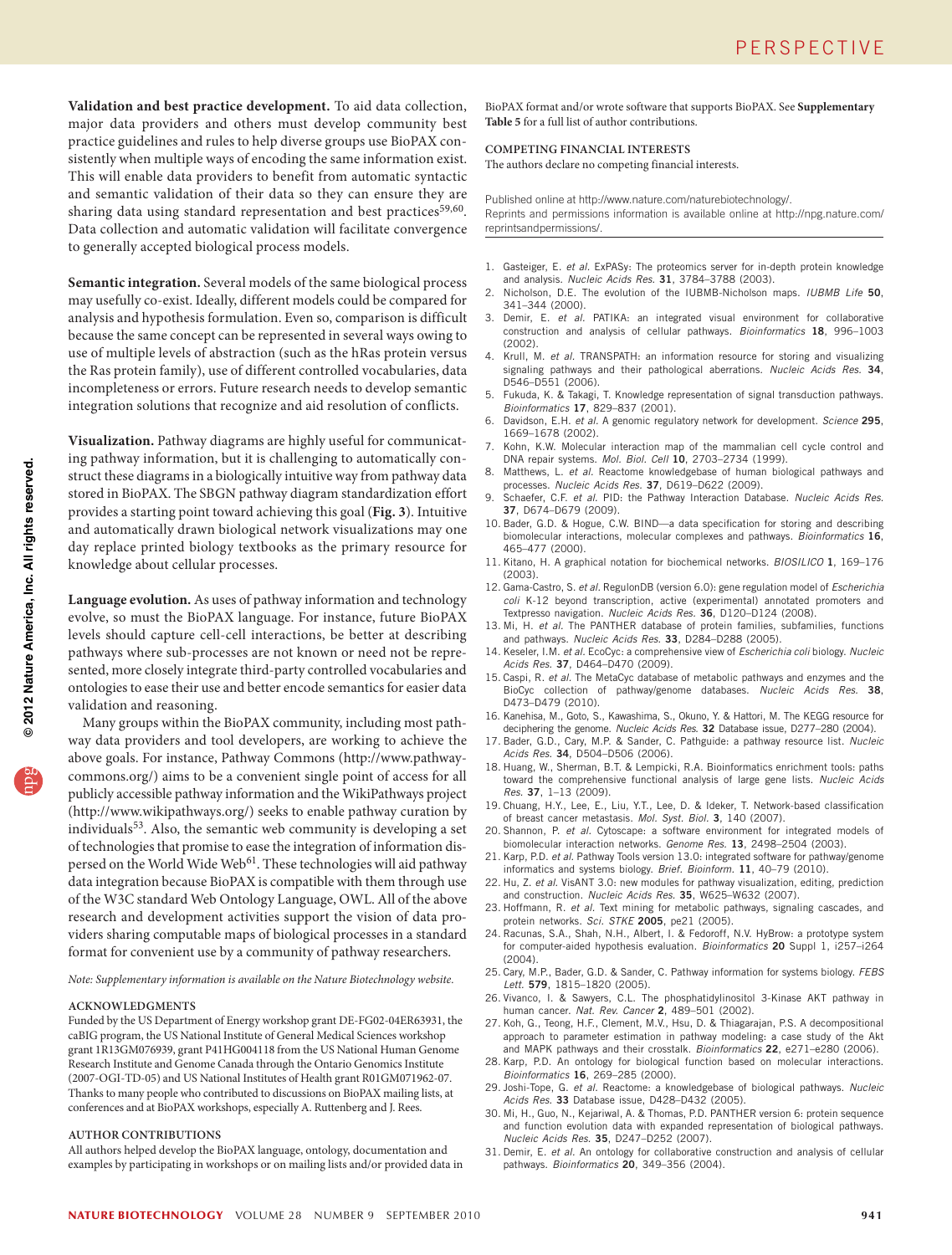**Validation and best practice development.** To aid data collection, major data providers and others must develop community best practice guidelines and rules to help diverse groups use BioPAX consistently when multiple ways of encoding the same information exist. This will enable data providers to benefit from automatic syntactic and semantic validation of their data so they can ensure they are sharing data using standard representation and best practices[59,60]. Data collection and automatic validation will facilitate convergence to generally accepted biological process models.

**Semantic integration.** Several models of the same biological process may usefully co-exist. Ideally, different models could be compared for analysis and hypothesis formulation. Even so, comparison is difficult because the same concept can be represented in several ways owing to use of multiple levels of abstraction (such as the hRas protein versus the Ras protein family), use of different controlled vocabularies, data incompleteness or errors. Future research needs to develop semantic integration solutions that recognize and aid resolution of conflicts.

**Visualization.** Pathway diagrams are highly useful for communicating pathway information, but it is challenging to automatically construct these diagrams in a biologically intuitive way from pathway data stored in BioPAX. The SBGN pathway diagram standardization effort provides a starting point toward achieving this goal (**Fig. 3**). Intuitive and automatically drawn biological network visualizations may one day replace printed biology textbooks as the primary resource for knowledge about cellular processes.

**Language evolution.** As uses of pathway information and technology evolve, so must the BioPAX language. For instance, future BioPAX levels should capture cell-cell interactions, be better at describing pathways where sub-processes are not known or need not be represented, more closely integrate third-party controlled vocabularies and ontologies to ease their use and better encode semantics for easier data validation and reasoning.

Many groups within the BioPAX community, including most pathway data providers and tool developers, are working to achieve the above goals. For instance, Pathway Commons (http://www.pathwaycommons.org/) aims to be a convenient single point of access for all publicly accessible pathway information and the WikiPathways project (http://www.wikipathways.org/) seeks to enable pathway curation by individuals[53]. Also, the semantic web community is developing a set of technologies that promise to ease the integration of information dispersed on the World Wide Web[61]. These technologies will aid pathway data integration because BioPAX is compatible with them through use of the W3C standard Web Ontology Language, OWL. All of the above research and development activities support the vision of data providers sharing computable maps of biological processes in a standard format for convenient use by a community of pathway researchers.

*Note: Supplementary information is available on the Nature Biotechnology website.*

## ACKNOWLEDGMENTS

Funded by the US Department of Energy workshop grant DE-FG02-04ER63931, the caBIG program, the US National Institute of General Medical Sciences workshop grant 1R13GM076939, grant P41HG004118 from the US National Human Genome Research Institute and Genome Canada through the Ontario Genomics Institute (2007-OGI-TD-05) and US National Institutes of Health grant R01GM071962-07. Thanks to many people who contributed to discussions on BioPAX mailing lists, at conferences and at BioPAX workshops, especially A. Ruttenberg and J. Rees.

## AUTHOR CONTRIBUTIONS

All authors helped develop the BioPAX language, ontology, documentation and examples by participating in workshops or on mailing lists and/or provided data in BioPAX format and/or wrote software that supports BioPAX. See **Supplementary Table 5** for a full list of author contributions.

## COMPETING FINANCIAL INTERESTS

The authors declare no competing financial interests.

Published online at http://www.nature.com/naturebiotechnology/.
Reprints and permissions information is available online at http://npg.nature.com/reprintsandpermissions/.

1. Gasteiger, E. *et al.* ExPASy: The proteomics server for in-depth protein knowledge and analysis. *Nucleic Acids Res.* **31**, 3784–3788 (2003).
2. Nicholson, D.E. The evolution of the IUBMB-Nicholson maps. *IUBMB Life* **50**, 341–344 (2000).
3. Demir, E. *et al.* PATIKA: an integrated visual environment for collaborative construction and analysis of cellular pathways. *Bioinformatics* **18**, 996–1003 (2002).
4. Krull, M. *et al.* TRANSPATH: an information resource for storing and visualizing signaling pathways and their pathological aberrations. *Nucleic Acids Res.* **34**, D546–D551 (2006).
5. Fukuda, K. & Takagi, T. Knowledge representation of signal transduction pathways. *Bioinformatics* **17**, 829–837 (2001).
6. Davidson, E.H. *et al.* A genomic regulatory network for development. *Science* **295**, 1669–1678 (2002).
7. Kohn, K.W. Molecular interaction map of the mammalian cell cycle control and DNA repair systems. *Mol. Biol. Cell* **10**, 2703–2734 (1999).
8. Matthews, L. *et al.* Reactome knowledgebase of human biological pathways and processes. *Nucleic Acids Res.* **37**, D619–D622 (2009).
9. Schaefer, C.F. *et al.* PID: the Pathway Interaction Database. *Nucleic Acids Res.* **37**, D674–D679 (2009).
10. Bader, G.D. & Hogue, C.W. BIND—a data specification for storing and describing biomolecular interactions, molecular complexes and pathways. *Bioinformatics* **16**, 465–477 (2000).
11. Kitano, H. A graphical notation for biochemical networks. *BIOSILICO* **1**, 169–176 (2003).
12. Gama-Castro, S. *et al.* RegulonDB (version 6.0): gene regulation model of *Escherichia coli* K-12 beyond transcription, active (experimental) annotated promoters and Textpresso navigation. *Nucleic Acids Res.* **36**, D120–D124 (2008).
13. Mi, H. *et al.* The PANTHER database of protein families, subfamilies, functions and pathways. *Nucleic Acids Res.* **33**, D284–D288 (2005).
14. Keseler, I.M. *et al.* EcoCyc: a comprehensive view of *Escherichia coli* biology. *Nucleic Acids Res.* **37**, D464–D470 (2009).
15. Caspi, R. *et al.* The MetaCyc database of metabolic pathways and enzymes and the BioCyc collection of pathway/genome databases. *Nucleic Acids Res.* **38**, D473–D479 (2010).
16. Kanehisa, M., Goto, S., Kawashima, S., Okuno, Y. & Hattori, M. The KEGG resource for deciphering the genome. *Nucleic Acids Res.* **32** Database issue, D277–280 (2004).
17. Bader, G.D., Cary, M.P. & Sander, C. Pathguide: a pathway resource list. *Nucleic Acids Res.* **34**, D504–D506 (2006).
18. Huang, W., Sherman, B.T. & Lempicki, R.A. Bioinformatics enrichment tools: paths toward the comprehensive functional analysis of large gene lists. *Nucleic Acids Res.* **37**, 1–13 (2009).
19. Chuang, H.Y., Lee, E., Liu, Y.T., Lee, D. & Ideker, T. Network-based classification of breast cancer metastasis. *Mol. Syst. Biol.* **3**, 140 (2007).
20. Shannon, P. *et al.* Cytoscape: a software environment for integrated models of biomolecular interaction networks. *Genome Res.* **13**, 2498–2504 (2003).
21. Karp, P.D. *et al.* Pathway Tools version 13.0: integrated software for pathway/genome informatics and systems biology. *Brief. Bioinform.* **11**, 40–79 (2010).
22. Hu, Z. *et al.* VisANT 3.0: new modules for pathway visualization, editing, prediction and construction. *Nucleic Acids Res.* **35**, W625–W632 (2007).
23. Hoffmann, R. *et al.* Text mining for metabolic pathways, signaling cascades, and protein networks. *Sci. STKE* **2005**, pe21 (2005).
24. Racunas, S.A., Shah, N.H., Albert, I. & Fedoroff, N.V. HyBrow: a prototype system for computer-aided hypothesis evaluation. *Bioinformatics* **20** Suppl 1, i257–i264 (2004).
25. Cary, M.P., Bader, G.D. & Sander, C. Pathway information for systems biology. *FEBS Lett.* **579**, 1815–1820 (2005).
26. Vivanco, I. & Sawyers, C.L. The phosphatidylinositol 3-Kinase AKT pathway in human cancer. *Nat. Rev. Cancer* **2**, 489–501 (2002).
27. Koh, G., Teong, H.F., Clement, M.V., Hsu, D. & Thiagarajan, P.S. A decompositional approach to parameter estimation in pathway modeling: a case study of the Akt and MAPK pathways and their crosstalk. *Bioinformatics* **22**, e271–e280 (2006).
28. Karp, P.D. An ontology for biological function based on molecular interactions. *Bioinformatics* **16**, 269–285 (2000).
29. Joshi-Tope, G. *et al.* Reactome: a knowledgebase of biological pathways. *Nucleic Acids Res.* **33** Database issue, D428–D432 (2005).
30. Mi, H., Guo, N., Kejariwal, A. & Thomas, P.D. PANTHER version 6: protein sequence and function evolution data with expanded representation of biological pathways. *Nucleic Acids Res.* **35**, D247–D252 (2007).
31. Demir, E. *et al.* An ontology for collaborative construction and analysis of cellular pathways. *Bioinformatics* **20**, 349–356 (2004).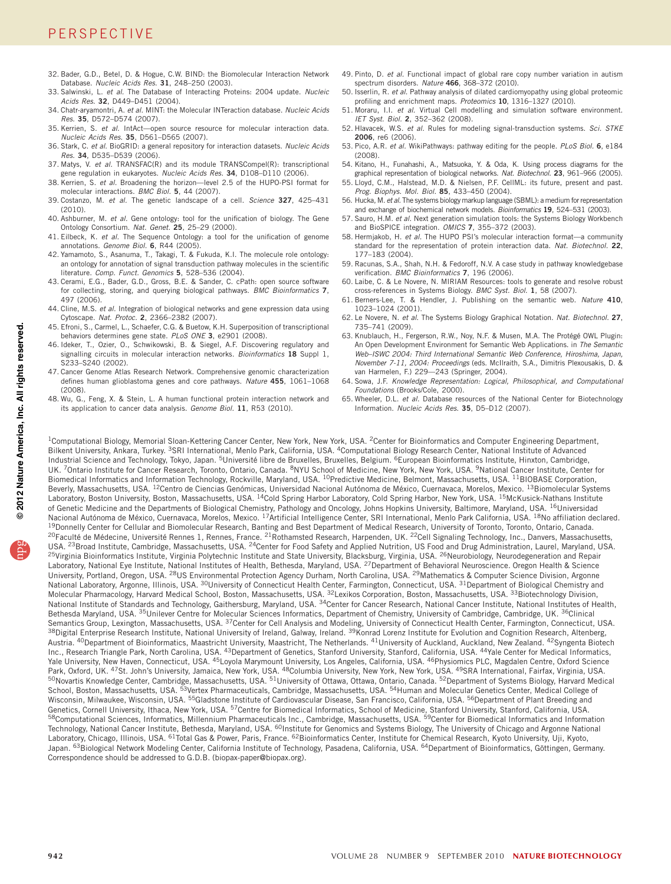32. Bader, G.D., Betel, D. & Hogue, C.W. BIND: the Biomolecular Interaction Network Database. *Nucleic Acids Res.* **31**, 248–250 (2003).
33. Salwinski, L. *et al.* The Database of Interacting Proteins: 2004 update. *Nucleic Acids Res.* **32**, D449–D451 (2004).
34. Chatr-aryamontri, A. *et al.* MINT: the Molecular INTeraction database. *Nucleic Acids Res.* **35**, D572–D574 (2007).
35. Kerrien, S. *et al.* IntAct—open source resource for molecular interaction data. *Nucleic Acids Res.* **35**, D561–D565 (2007).
36. Stark, C. *et al.* BioGRID: a general repository for interaction datasets. *Nucleic Acids Res.* **34**, D535–D539 (2006).
37. Matys, V. *et al.* TRANSFAC(R) and its module TRANSCompel(R): transcriptional gene regulation in eukaryotes. *Nucleic Acids Res.* **34**, D108–D110 (2006).
38. Kerrien, S. *et al.* Broadening the horizon—level 2.5 of the HUPO-PSI format for molecular interactions. *BMC Biol.* **5**, 44 (2007).
39. Costanzo, M. *et al.* The genetic landscape of a cell. *Science* **327**, 425–431 (2010).
40. Ashburner, M. *et al.* Gene ontology: tool for the unification of biology. The Gene Ontology Consortium. *Nat. Genet.* **25**, 25–29 (2000).
41. Eilbeck, K. *et al.* The Sequence Ontology: a tool for the unification of genome annotations. *Genome Biol.* **6**, R44 (2005).
42. Yamamoto, S., Asanuma, T., Takagi, T. & Fukuda, K.I. The molecule role ontology: an ontology for annotation of signal transduction pathway molecules in the scientific literature. *Comp. Funct. Genomics* **5**, 528–536 (2004).
43. Cerami, E.G., Bader, G.D., Gross, B.E. & Sander, C. cPath: open source software for collecting, storing, and querying biological pathways. *BMC Bioinformatics* **7**, 497 (2006).
44. Cline, M.S. *et al.* Integration of biological networks and gene expression data using Cytoscape. *Nat. Protoc.* **2**, 2366–2382 (2007).
45. Efroni, S., Carmel, L., Schaefer, C.G. & Buetow, K.H. Superposition of transcriptional behaviors determines gene state. *PLoS ONE* **3**, e2901 (2008).
46. Ideker, T., Ozier, O., Schwikowski, B. & Siegel, A.F. Discovering regulatory and signalling circuits in molecular interaction networks. *Bioinformatics* **18** Suppl 1, S233–S240 (2002).
47. Cancer Genome Atlas Research Network. Comprehensive genomic characterization defines human glioblastoma genes and core pathways. *Nature* **455**, 1061–1068 (2008).
48. Wu, G., Feng, X. & Stein, L. A human functional protein interaction network and its application to cancer data analysis. *Genome Biol.* **11**, R53 (2010).
49. Pinto, D. *et al.* Functional impact of global rare copy number variation in autism spectrum disorders. *Nature* **466**, 368–372 (2010).
50. Isserlin, R. *et al.* Pathway analysis of dilated cardiomyopathy using global proteomic profiling and enrichment maps. *Proteomics* **10**, 1316–1327 (2010).
51. Moraru, I.I. *et al.* Virtual Cell modelling and simulation software environment. *IET Syst. Biol.* **2**, 352–362 (2008).
52. Hlavacek, W.S. *et al.* Rules for modeling signal-transduction systems. *Sci. STKE* **2006**, re6 (2006).
53. Pico, A.R. *et al.* WikiPathways: pathway editing for the people. *PLoS Biol.* **6**, e184 (2008).
54. Kitano, H., Funahashi, A., Matsuoka, Y. & Oda, K. Using process diagrams for the graphical representation of biological networks. *Nat. Biotechnol.* **23**, 961–966 (2005).
55. Lloyd, C.M., Halstead, M.D. & Nielsen, P.F. CellML: its future, present and past. *Prog. Biophys. Mol. Biol.* **85**, 433–450 (2004).
56. Hucka, M. *et al.* The systems biology markup language (SBML): a medium for representation and exchange of biochemical network models. *Bioinformatics* **19**, 524–531 (2003).
57. Sauro, H.M. *et al.* Next generation simulation tools: the Systems Biology Workbench and BioSPICE integration. *OMICS* **7**, 355–372 (2003).
58. Hermjakob, H. *et al.* The HUPO PSI's molecular interaction format—a community standard for the representation of protein interaction data. *Nat. Biotechnol.* **22**, 177–183 (2004).
59. Racunas, S.A., Shah, N.H. & Fedoroff, N.V. A case study in pathway knowledgebase verification. *BMC Bioinformatics* **7**, 196 (2006).
60. Laibe, C. & Le Novere, N. MIRIAM Resources: tools to generate and resolve robust cross-references in Systems Biology. *BMC Syst. Biol.* **1**, 58 (2007).
61. Berners-Lee, T. & Hendler, J. Publishing on the semantic web. *Nature* **410**, 1023–1024 (2001).
62. Le Novere, N. *et al.* The Systems Biology Graphical Notation. *Nat. Biotechnol.* **27**, 735–741 (2009).
63. Knublauch, H., Fergerson, R.W., Noy, N.F. & Musen, M.A. The Protégé OWL Plugin: An Open Development Environment for Semantic Web Applications. in *The Semantic Web–ISWC 2004: Third International Semantic Web Conference, Hiroshima, Japan, November 7-11, 2004: Proceedings* (eds. McIlraith, S.A., Dimitris Plexousakis, D. & van Harmelen, F.) 229—243 (Springer, 2004).
64. Sowa, J.F. *Knowledge Representation: Logical, Philosophical, and Computational Foundations* (Brooks/Cole, 2000).
65. Wheeler, D.L. *et al.* Database resources of the National Center for Biotechnology Information. *Nucleic Acids Res.* **35**, D5–D12 (2007).

[1]Computational Biology, Memorial Sloan-Kettering Cancer Center, New York, New York, USA. [2]Center for Bioinformatics and Computer Engineering Department, Bilkent University, Ankara, Turkey. [3]SRI International, Menlo Park, California, USA. [4]Computational Biology Research Center, National Institute of Advanced Industrial Science and Technology, Tokyo, Japan. [5]Université libre de Bruxelles, Bruxelles, Belgium. [6]European Bioinformatics Institute, Hinxton, Cambridge, UK. [7]Ontario Institute for Cancer Research, Toronto, Ontario, Canada. [8]NYU School of Medicine, New York, New York, USA. [9]National Cancer Institute, Center for Biomedical Informatics and Information Technology, Rockville, Maryland, USA. [10]Predictive Medicine, Belmont, Massachusetts, USA. [11]BIOBASE Corporation, Beverly, Massachusetts, USA. [12]Centro de Ciencias Genómicas, Universidad Nacional Autónoma de México, Cuernavaca, Morelos, Mexico. [13]Biomolecular Systems Laboratory, Boston University, Boston, Massachusetts, USA. [14]Cold Spring Harbor Laboratory, Cold Spring Harbor, New York, USA. [15]McKusick-Nathans Institute of Genetic Medicine and the Departments of Biological Chemistry, Pathology and Oncology, Johns Hopkins University, Baltimore, Maryland, USA. [16]Universidad Nacional Autónoma de México, Cuernavaca, Morelos, Mexico. [17]Artificial Intelligence Center, SRI International, Menlo Park California, USA. [18]No affiliation declared. [19]Donnelly Center for Cellular and Biomolecular Research, Banting and Best Department of Medical Research, University of Toronto, Toronto, Ontario, Canada. [20]Faculté de Médecine, Université Rennes 1, Rennes, France. [21]Rothamsted Research, Harpenden, UK. [22]Cell Signaling Technology, Inc., Danvers, Massachusetts, USA. [23]Broad Institute, Cambridge, Massachusetts, USA. [24]Center for Food Safety and Applied Nutrition, US Food and Drug Administration, Laurel, Maryland, USA. [25]Virginia Bioinformatics Institute, Virginia Polytechnic Institute and State University, Blacksburg, Virginia, USA. [26]Neurobiology, Neurodegeneration and Repair Laboratory, National Eye Institute, National Institutes of Health, Bethesda, Maryland, USA. [27]Department of Behavioral Neuroscience. Oregon Health & Science University, Portland, Oregon, USA. [28]US Environmental Protection Agency Durham, North Carolina, USA. [29]Mathematics & Computer Science Division, Argonne National Laboratory, Argonne, Illinois, USA. [30]University of Connecticut Health Center, Farmington, Connecticut, USA. [31]Department of Biological Chemistry and Molecular Pharmacology, Harvard Medical School, Boston, Massachusetts, USA. [32]Lexikos Corporation, Boston, Massachusetts, USA. [33]Biotechnology Division, National Institute of Standards and Technology, Gaithersburg, Maryland, USA. [34]Center for Cancer Research, National Cancer Institute, National Institutes of Health, Bethesda Maryland, USA. [35]Unilever Centre for Molecular Sciences Informatics, Department of Chemistry, University of Cambridge, Cambridge, UK. [36]Clinical Semantics Group, Lexington, Massachusetts, USA. [37]Center for Cell Analysis and Modeling, University of Connecticut Health Center, Farmington, Connecticut, USA. [38]Digital Enterprise Research Institute, National University of Ireland, Galway, Ireland. [39]Konrad Lorenz Institute for Evolution and Cognition Research, Altenberg, Austria. [40]Department of Bioinformatics, Maastricht University, Maastricht, The Netherlands. [41]University of Auckland, Auckland, New Zealand. [42]Syngenta Biotech Inc., Research Triangle Park, North Carolina, USA. [43]Department of Genetics, Stanford University, Stanford, California, USA. [44]Yale Center for Medical Informatics, Yale University, New Haven, Connecticut, USA. [45]Loyola Marymount University, Los Angeles, California, USA. [46]Physiomics PLC, Magdalen Centre, Oxford Science Park, Oxford, UK. [47]St. John's University, Jamaica, New York, USA. [48]Columbia University, New York, New York, USA. [49]SRA International, Fairfax, Virginia, USA. [50]Novartis Knowledge Center, Cambridge, Massachusetts, USA. [51]University of Ottawa, Ottawa, Ontario, Canada. [52]Department of Systems Biology, Harvard Medical School, Boston, Massachusetts, USA. [53]Vertex Pharmaceuticals, Cambridge, Massachusetts, USA. [54]Human and Molecular Genetics Center, Medical College of Wisconsin, Milwaukee, Wisconsin, USA. [55]Gladstone Institute of Cardiovascular Disease, San Francisco, California, USA. [56]Department of Plant Breeding and Genetics, Cornell University, Ithaca, New York, USA. [57]Centre for Biomedical Informatics, School of Medicine, Stanford University, Stanford, California, USA. [58]Computational Sciences, Informatics, Millennium Pharmaceuticals Inc., Cambridge, Massachusetts, USA. [59]Center for Biomedical Informatics and Information Technology, National Cancer Institute, Bethesda, Maryland, USA. [60]Institute for Genomics and Systems Biology, The University of Chicago and Argonne National Laboratory, Chicago, Illinois, USA. [61]Total Gas & Power, Paris, France. [62]Bioinformatics Center, Institute for Chemical Research, Kyoto University, Uji, Kyoto, Japan. [63]Biological Network Modeling Center, California Institute of Technology, Pasadena, California, USA. [64]Department of Bioinformatics, Göttingen, Germany. Correspondence should be addressed to G.D.B. (biopax-paper@biopax.org).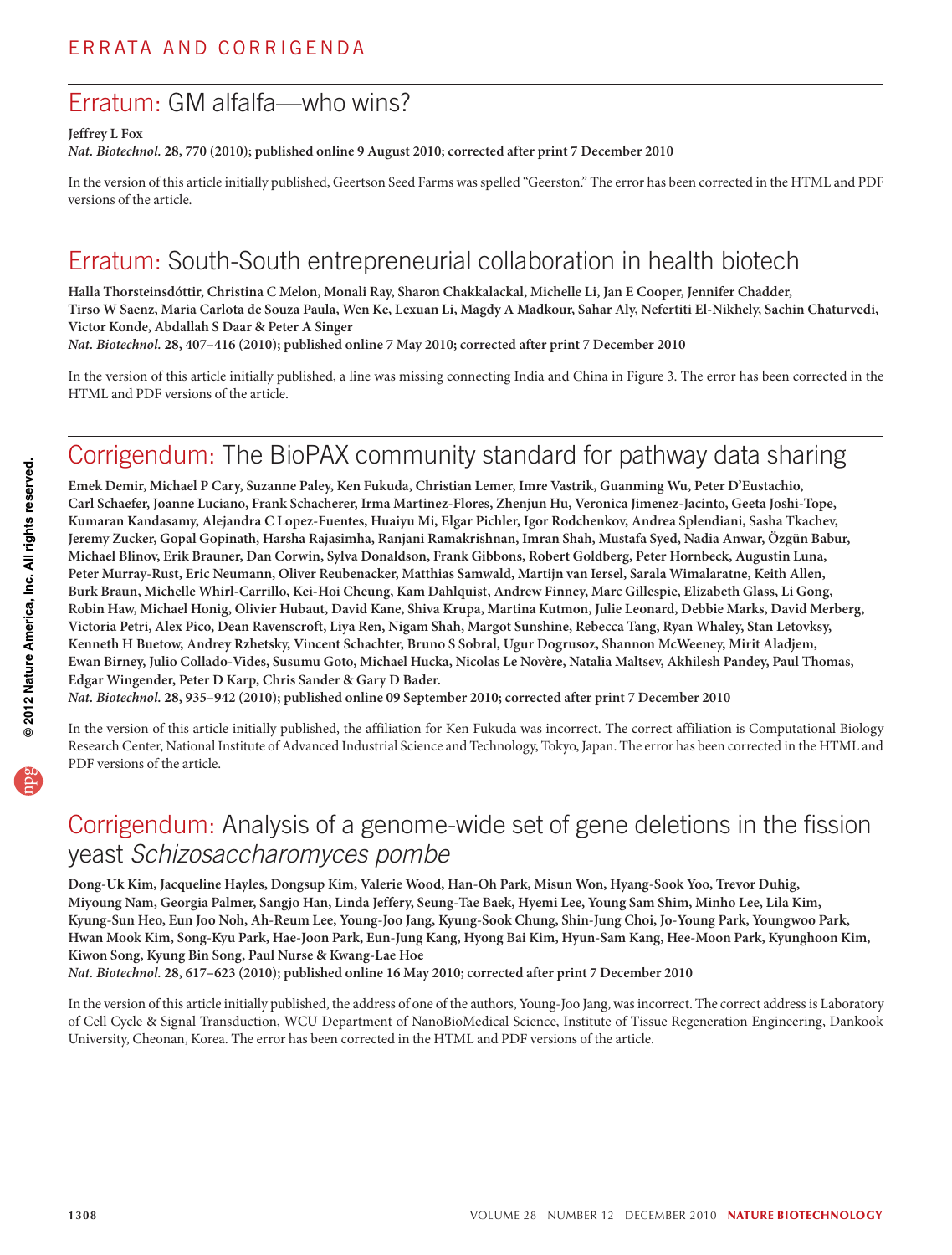# ERRATA AND CORRIGENDA

## Erratum: GM alfalfa—who wins?

**Jeffrey L Fox**

***Nat. Biotechnol.* 28, 770 (2010); published online 9 August 2010; corrected after print 7 December 2010**

In the version of this article initially published, Geertson Seed Farms was spelled "Geerston." The error has been corrected in the HTML and PDF versions of the article.

## Erratum: South-South entrepreneurial collaboration in health biotech

**Halla Thorsteinsdóttir, Christina C Melon, Monali Ray, Sharon Chakkalackal, Michelle Li, Jan E Cooper, Jennifer Chadder, Tirso W Saenz, Maria Carlota de Souza Paula, Wen Ke, Lexuan Li, Magdy A Madkour, Sahar Aly, Nefertiti El-Nikhely, Sachin Chaturvedi, Victor Konde, Abdallah S Daar & Peter A Singer**

***Nat. Biotechnol.* 28, 407–416 (2010); published online 7 May 2010; corrected after print 7 December 2010**

In the version of this article initially published, a line was missing connecting India and China in Figure 3. The error has been corrected in the HTML and PDF versions of the article.

## Corrigendum: The BioPAX community standard for pathway data sharing

**Emek Demir, Michael P Cary, Suzanne Paley, Ken Fukuda, Christian Lemer, Imre Vastrik, Guanming Wu, Peter D'Eustachio, Carl Schaefer, Joanne Luciano, Frank Schacherer, Irma Martinez-Flores, Zhenjun Hu, Veronica Jimenez-Jacinto, Geeta Joshi-Tope, Kumaran Kandasamy, Alejandra C Lopez-Fuentes, Huaiyu Mi, Elgar Pichler, Igor Rodchenkov, Andrea Splendiani, Sasha Tkachev, Jeremy Zucker, Gopal Gopinath, Harsha Rajasimha, Ranjani Ramakrishnan, Imran Shah, Mustafa Syed, Nadia Anwar, Özgün Babur, Michael Blinov, Erik Brauner, Dan Corwin, Sylva Donaldson, Frank Gibbons, Robert Goldberg, Peter Hornbeck, Augustin Luna, Peter Murray-Rust, Eric Neumann, Oliver Reubenacker, Matthias Samwald, Martijn van Iersel, Sarala Wimalaratne, Keith Allen, Burk Braun, Michelle Whirl-Carrillo, Kei-Hoi Cheung, Kam Dahlquist, Andrew Finney, Marc Gillespie, Elizabeth Glass, Li Gong, Robin Haw, Michael Honig, Olivier Hubaut, David Kane, Shiva Krupa, Martina Kutmon, Julie Leonard, Debbie Marks, David Merberg, Victoria Petri, Alex Pico, Dean Ravenscroft, Liya Ren, Nigam Shah, Margot Sunshine, Rebecca Tang, Ryan Whaley, Stan Letovksy, Kenneth H Buetow, Andrey Rzhetsky, Vincent Schachter, Bruno S Sobral, Ugur Dogrusoz, Shannon McWeeney, Mirit Aladjem, Ewan Birney, Julio Collado-Vides, Susumu Goto, Michael Hucka, Nicolas Le Novère, Natalia Maltsev, Akhilesh Pandey, Paul Thomas, Edgar Wingender, Peter D Karp, Chris Sander & Gary D Bader.**

***Nat. Biotechnol.* 28, 935–942 (2010); published online 09 September 2010; corrected after print 7 December 2010**

In the version of this article initially published, the affiliation for Ken Fukuda was incorrect. The correct affiliation is Computational Biology Research Center, National Institute of Advanced Industrial Science and Technology, Tokyo, Japan. The error has been corrected in the HTML and PDF versions of the article.

## Corrigendum: Analysis of a genome-wide set of gene deletions in the fission yeast *Schizosaccharomyces pombe*

**Dong-Uk Kim, Jacqueline Hayles, Dongsup Kim, Valerie Wood, Han-Oh Park, Misun Won, Hyang-Sook Yoo, Trevor Duhig, Miyoung Nam, Georgia Palmer, Sangjo Han, Linda Jeffery, Seung-Tae Baek, Hyemi Lee, Young Sam Shim, Minho Lee, Lila Kim, Kyung-Sun Heo, Eun Joo Noh, Ah-Reum Lee, Young-Joo Jang, Kyung-Sook Chung, Shin-Jung Choi, Jo-Young Park, Youngwoo Park, Hwan Mook Kim, Song-Kyu Park, Hae-Joon Park, Eun-Jung Kang, Hyong Bai Kim, Hyun-Sam Kang, Hee-Moon Park, Kyunghoon Kim, Kiwon Song, Kyung Bin Song, Paul Nurse & Kwang-Lae Hoe**

***Nat. Biotechnol.* 28, 617–623 (2010); published online 16 May 2010; corrected after print 7 December 2010**

In the version of this article initially published, the address of one of the authors, Young-Joo Jang, was incorrect. The correct address is Laboratory of Cell Cycle & Signal Transduction, WCU Department of NanoBioMedical Science, Institute of Tissue Regeneration Engineering, Dankook University, Cheonan, Korea. The error has been corrected in the HTML and PDF versions of the article.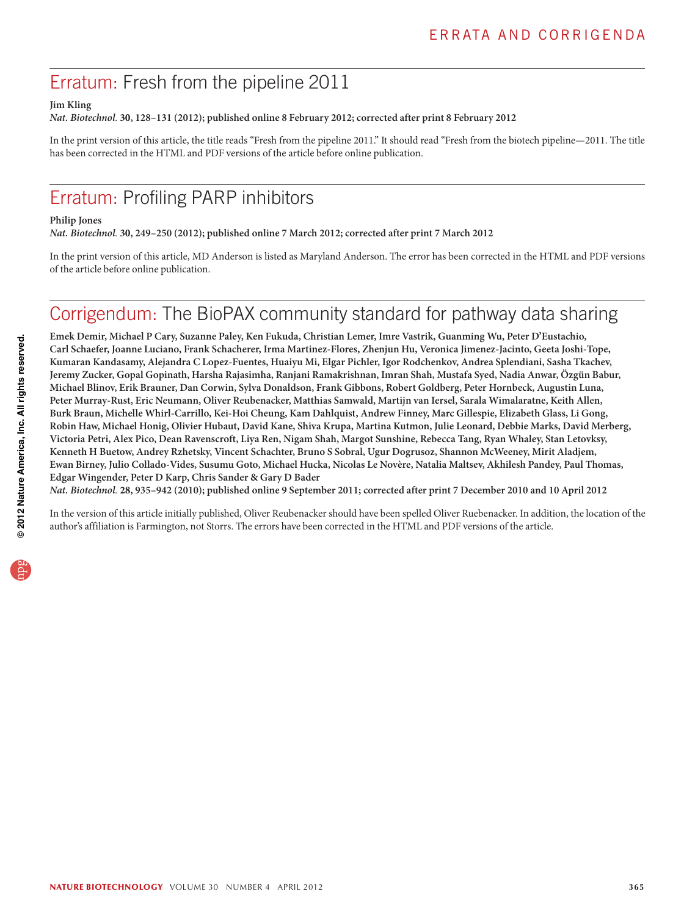# ERRATA AND CORRIGENDA

## Erratum: Fresh from the pipeline 2011

**Jim Kling**

***Nat. Biotechnol.*** **30, 128–131 (2012); published online 8 February 2012; corrected after print 8 February 2012**

In the print version of this article, the title reads "Fresh from the pipeline 2011." It should read "Fresh from the biotech pipeline—2011. The title has been corrected in the HTML and PDF versions of the article before online publication.

## Erratum: Profiling PARP inhibitors

**Philip Jones**

***Nat. Biotechnol.*** **30, 249–250 (2012); published online 7 March 2012; corrected after print 7 March 2012**

In the print version of this article, MD Anderson is listed as Maryland Anderson. The error has been corrected in the HTML and PDF versions of the article before online publication.

## Corrigendum: The BioPAX community standard for pathway data sharing

**Emek Demir, Michael P Cary, Suzanne Paley, Ken Fukuda, Christian Lemer, Imre Vastrik, Guanming Wu, Peter D'Eustachio, Carl Schaefer, Joanne Luciano, Frank Schacherer, Irma Martinez-Flores, Zhenjun Hu, Veronica Jimenez-Jacinto, Geeta Joshi-Tope, Kumaran Kandasamy, Alejandra C Lopez-Fuentes, Huaiyu Mi, Elgar Pichler, Igor Rodchenkov, Andrea Splendiani, Sasha Tkachev, Jeremy Zucker, Gopal Gopinath, Harsha Rajasimha, Ranjani Ramakrishnan, Imran Shah, Mustafa Syed, Nadia Anwar, Özgün Babur, Michael Blinov, Erik Brauner, Dan Corwin, Sylva Donaldson, Frank Gibbons, Robert Goldberg, Peter Hornbeck, Augustin Luna, Peter Murray-Rust, Eric Neumann, Oliver Reubenacker, Matthias Samwald, Martijn van Iersel, Sarala Wimalaratne, Keith Allen, Burk Braun, Michelle Whirl-Carrillo, Kei-Hoi Cheung, Kam Dahlquist, Andrew Finney, Marc Gillespie, Elizabeth Glass, Li Gong, Robin Haw, Michael Honig, Olivier Hubaut, David Kane, Shiva Krupa, Martina Kutmon, Julie Leonard, Debbie Marks, David Merberg, Victoria Petri, Alex Pico, Dean Ravenscroft, Liya Ren, Nigam Shah, Margot Sunshine, Rebecca Tang, Ryan Whaley, Stan Letovksy, Kenneth H Buetow, Andrey Rzhetsky, Vincent Schachter, Bruno S Sobral, Ugur Dogrusoz, Shannon McWeeney, Mirit Aladjem, Ewan Birney, Julio Collado-Vides, Susumu Goto, Michael Hucka, Nicolas Le Novère, Natalia Maltsev, Akhilesh Pandey, Paul Thomas, Edgar Wingender, Peter D Karp, Chris Sander & Gary D Bader**

***Nat. Biotechnol.*** **28, 935–942 (2010); published online 9 September 2011; corrected after print 7 December 2010 and 10 April 2012**

In the version of this article initially published, Oliver Reubenacker should have been spelled Oliver Ruebenacker. In addition, the location of the author's affiliation is Farmington, not Storrs. The errors have been corrected in the HTML and PDF versions of the article.